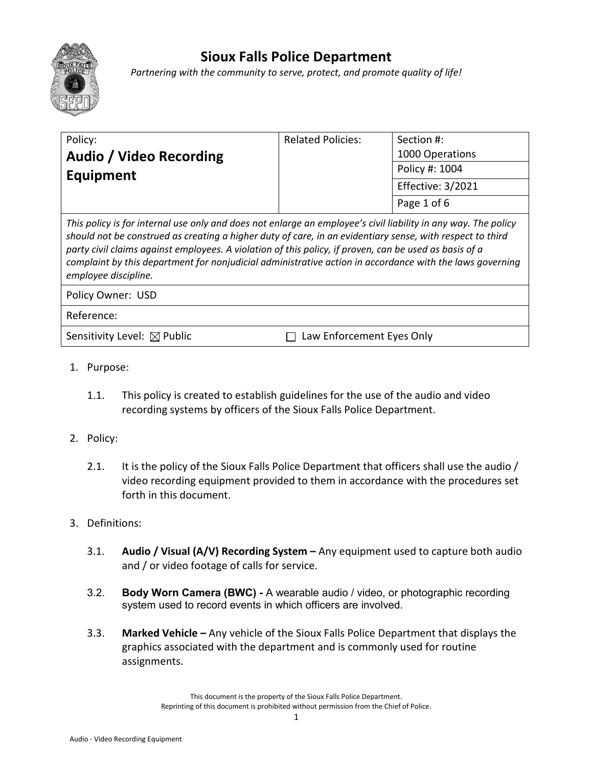# Sioux Falls Police Department

*Partnering with the community to serve, protect, and promote quality of life!*

| Policy: **Audio / Video Recording Equipment** | Related Policies: | Section #: 1000 Operations |
|---|---|---|
| | | Policy #: 1004 |
| | | Effective: 3/2021 |
| | | Page 1 of 6 |

*This policy is for internal use only and does not enlarge an employee's civil liability in any way. The policy should not be construed as creating a higher duty of care, in an evidentiary sense, with respect to third party civil claims against employees. A violation of this policy, if proven, can be used as basis of a complaint by this department for nonjudicial administrative action in accordance with the laws governing employee discipline.*

Policy Owner: USD

Reference:

Sensitivity Level: ☒ Public ☐ Law Enforcement Eyes Only

1. Purpose:

   1.1. This policy is created to establish guidelines for the use of the audio and video recording systems by officers of the Sioux Falls Police Department.

2. Policy:

   2.1. It is the policy of the Sioux Falls Police Department that officers shall use the audio / video recording equipment provided to them in accordance with the procedures set forth in this document.

3. Definitions:

   3.1. **Audio / Visual (A/V) Recording System –** Any equipment used to capture both audio and / or video footage of calls for service.

   3.2. **Body Worn Camera (BWC) -** A wearable audio / video, or photographic recording system used to record events in which officers are involved.

   3.3. **Marked Vehicle –** Any vehicle of the Sioux Falls Police Department that displays the graphics associated with the department and is commonly used for routine assignments.

This document is the property of the Sioux Falls Police Department.
Reprinting of this document is prohibited without permission from the Chief of Police.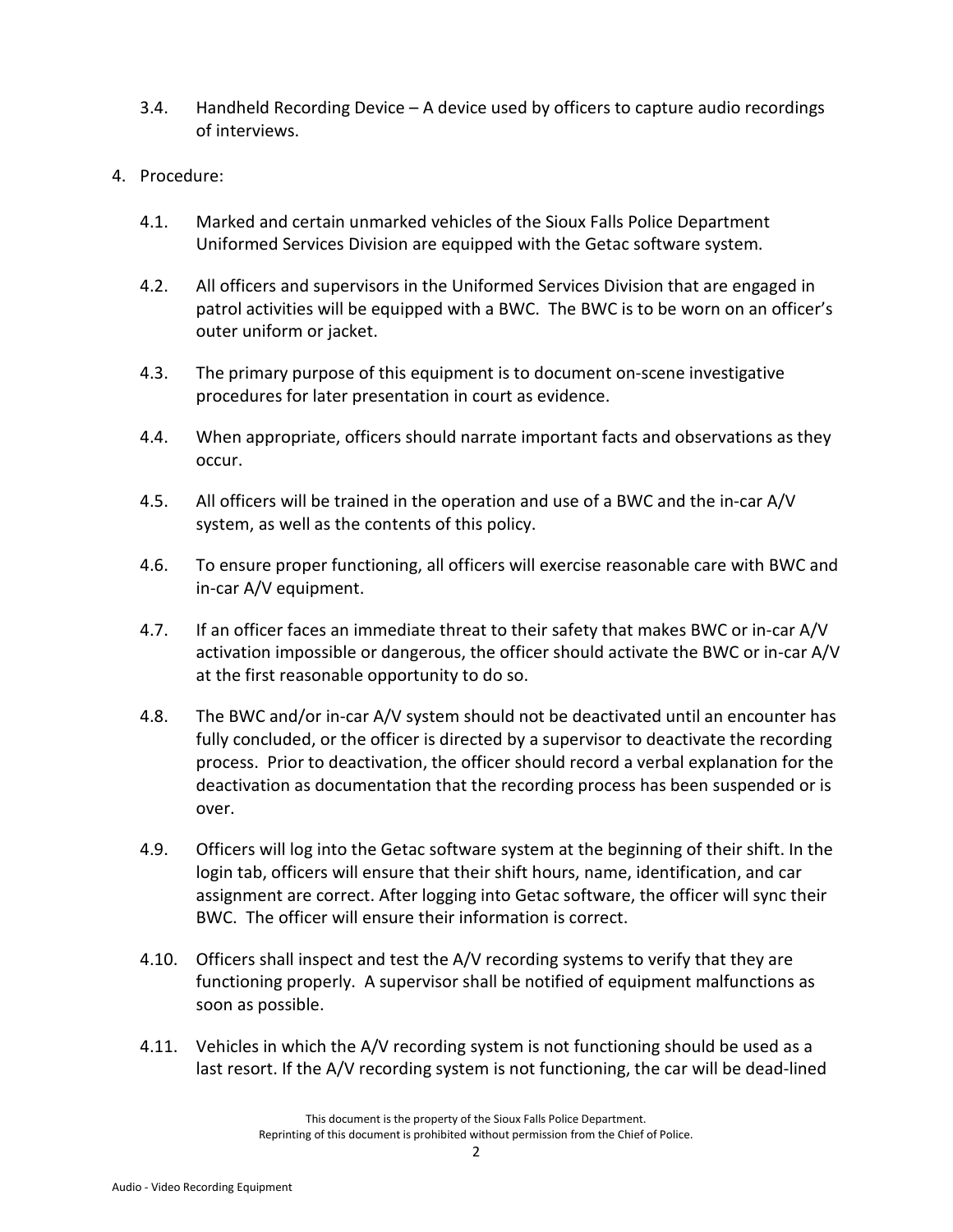3.4. Handheld Recording Device – A device used by officers to capture audio recordings of interviews.

4. Procedure:

   4.1. Marked and certain unmarked vehicles of the Sioux Falls Police Department Uniformed Services Division are equipped with the Getac software system.

   4.2. All officers and supervisors in the Uniformed Services Division that are engaged in patrol activities will be equipped with a BWC. The BWC is to be worn on an officer's outer uniform or jacket.

   4.3. The primary purpose of this equipment is to document on-scene investigative procedures for later presentation in court as evidence.

   4.4. When appropriate, officers should narrate important facts and observations as they occur.

   4.5. All officers will be trained in the operation and use of a BWC and the in-car A/V system, as well as the contents of this policy.

   4.6. To ensure proper functioning, all officers will exercise reasonable care with BWC and in-car A/V equipment.

   4.7. If an officer faces an immediate threat to their safety that makes BWC or in-car A/V activation impossible or dangerous, the officer should activate the BWC or in-car A/V at the first reasonable opportunity to do so.

   4.8. The BWC and/or in-car A/V system should not be deactivated until an encounter has fully concluded, or the officer is directed by a supervisor to deactivate the recording process. Prior to deactivation, the officer should record a verbal explanation for the deactivation as documentation that the recording process has been suspended or is over.

   4.9. Officers will log into the Getac software system at the beginning of their shift. In the login tab, officers will ensure that their shift hours, name, identification, and car assignment are correct. After logging into Getac software, the officer will sync their BWC. The officer will ensure their information is correct.

   4.10. Officers shall inspect and test the A/V recording systems to verify that they are functioning properly. A supervisor shall be notified of equipment malfunctions as soon as possible.

   4.11. Vehicles in which the A/V recording system is not functioning should be used as a last resort. If the A/V recording system is not functioning, the car will be dead-lined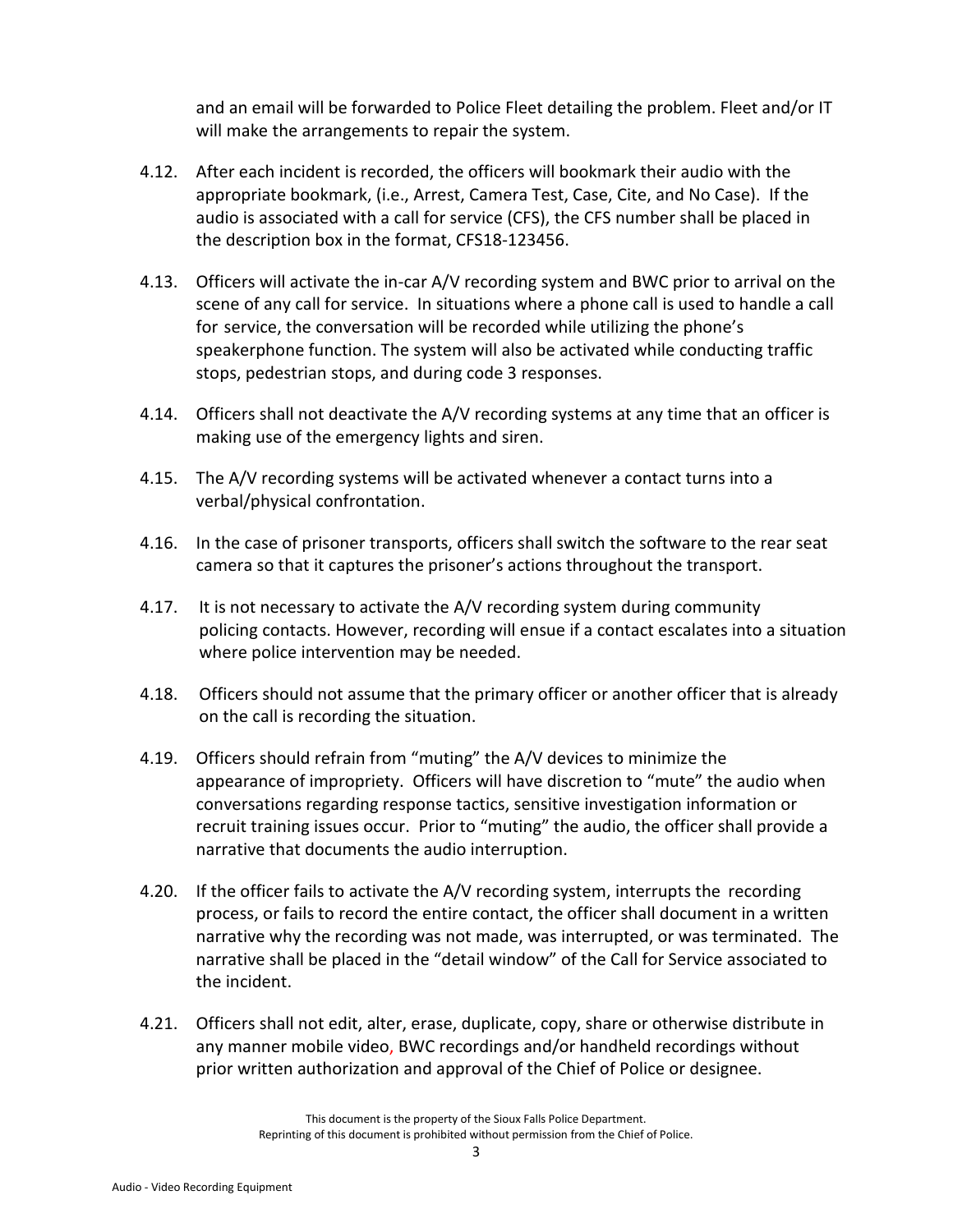and an email will be forwarded to Police Fleet detailing the problem. Fleet and/or IT will make the arrangements to repair the system.

4.12. After each incident is recorded, the officers will bookmark their audio with the appropriate bookmark, (i.e., Arrest, Camera Test, Case, Cite, and No Case). If the audio is associated with a call for service (CFS), the CFS number shall be placed in the description box in the format, CFS18-123456.

4.13. Officers will activate the in-car A/V recording system and BWC prior to arrival on the scene of any call for service. In situations where a phone call is used to handle a call for service, the conversation will be recorded while utilizing the phone's speakerphone function. The system will also be activated while conducting traffic stops, pedestrian stops, and during code 3 responses.

4.14. Officers shall not deactivate the A/V recording systems at any time that an officer is making use of the emergency lights and siren.

4.15. The A/V recording systems will be activated whenever a contact turns into a verbal/physical confrontation.

4.16. In the case of prisoner transports, officers shall switch the software to the rear seat camera so that it captures the prisoner's actions throughout the transport.

4.17. It is not necessary to activate the A/V recording system during community policing contacts. However, recording will ensue if a contact escalates into a situation where police intervention may be needed.

4.18. Officers should not assume that the primary officer or another officer that is already on the call is recording the situation.

4.19. Officers should refrain from "muting" the A/V devices to minimize the appearance of impropriety. Officers will have discretion to "mute" the audio when conversations regarding response tactics, sensitive investigation information or recruit training issues occur. Prior to "muting" the audio, the officer shall provide a narrative that documents the audio interruption.

4.20. If the officer fails to activate the A/V recording system, interrupts the recording process, or fails to record the entire contact, the officer shall document in a written narrative why the recording was not made, was interrupted, or was terminated. The narrative shall be placed in the "detail window" of the Call for Service associated to the incident.

4.21. Officers shall not edit, alter, erase, duplicate, copy, share or otherwise distribute in any manner mobile video, BWC recordings and/or handheld recordings without prior written authorization and approval of the Chief of Police or designee.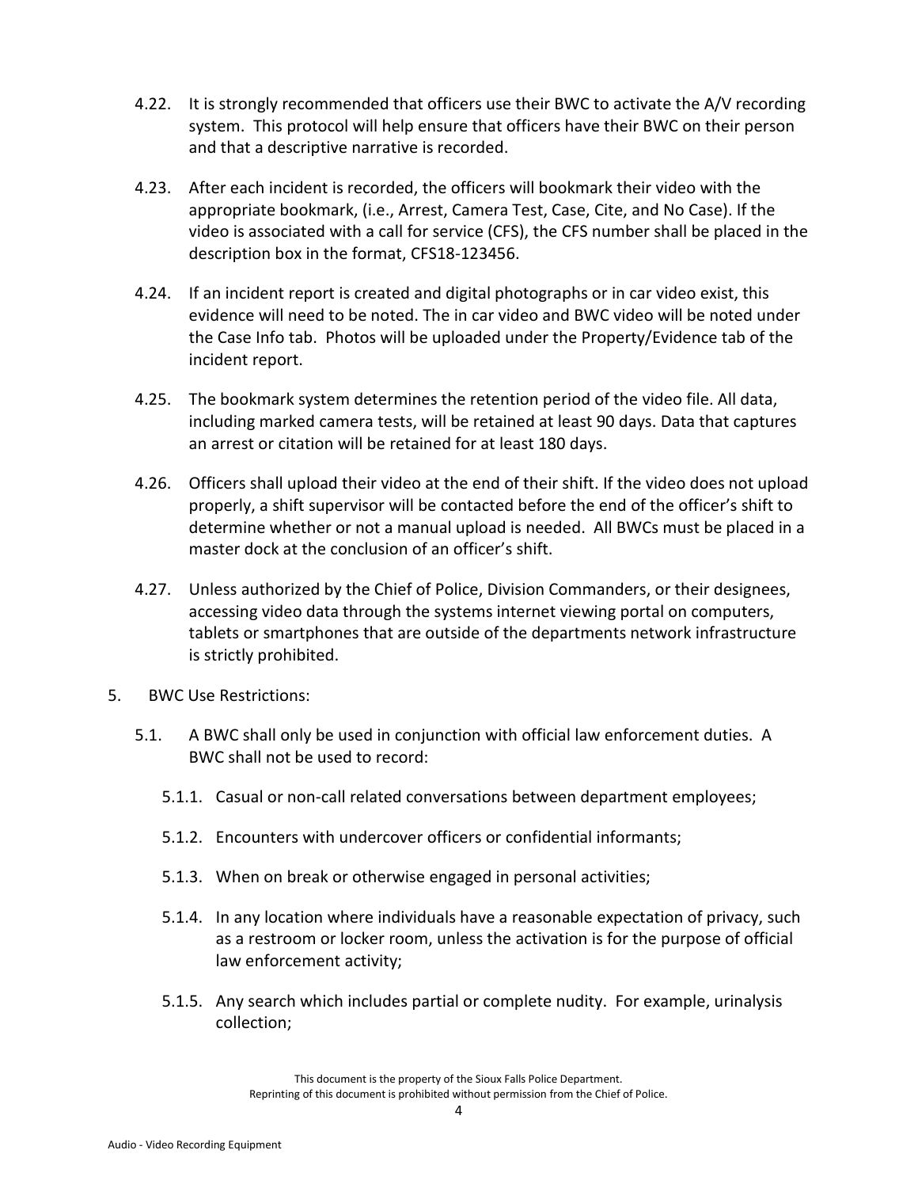4.22. It is strongly recommended that officers use their BWC to activate the A/V recording system. This protocol will help ensure that officers have their BWC on their person and that a descriptive narrative is recorded.

4.23. After each incident is recorded, the officers will bookmark their video with the appropriate bookmark, (i.e., Arrest, Camera Test, Case, Cite, and No Case). If the video is associated with a call for service (CFS), the CFS number shall be placed in the description box in the format, CFS18-123456.

4.24. If an incident report is created and digital photographs or in car video exist, this evidence will need to be noted. The in car video and BWC video will be noted under the Case Info tab. Photos will be uploaded under the Property/Evidence tab of the incident report.

4.25. The bookmark system determines the retention period of the video file. All data, including marked camera tests, will be retained at least 90 days. Data that captures an arrest or citation will be retained for at least 180 days.

4.26. Officers shall upload their video at the end of their shift. If the video does not upload properly, a shift supervisor will be contacted before the end of the officer's shift to determine whether or not a manual upload is needed. All BWCs must be placed in a master dock at the conclusion of an officer's shift.

4.27. Unless authorized by the Chief of Police, Division Commanders, or their designees, accessing video data through the systems internet viewing portal on computers, tablets or smartphones that are outside of the departments network infrastructure is strictly prohibited.

5. BWC Use Restrictions:

5.1. A BWC shall only be used in conjunction with official law enforcement duties. A BWC shall not be used to record:

5.1.1. Casual or non-call related conversations between department employees;

5.1.2. Encounters with undercover officers or confidential informants;

5.1.3. When on break or otherwise engaged in personal activities;

5.1.4. In any location where individuals have a reasonable expectation of privacy, such as a restroom or locker room, unless the activation is for the purpose of official law enforcement activity;

5.1.5. Any search which includes partial or complete nudity. For example, urinalysis collection;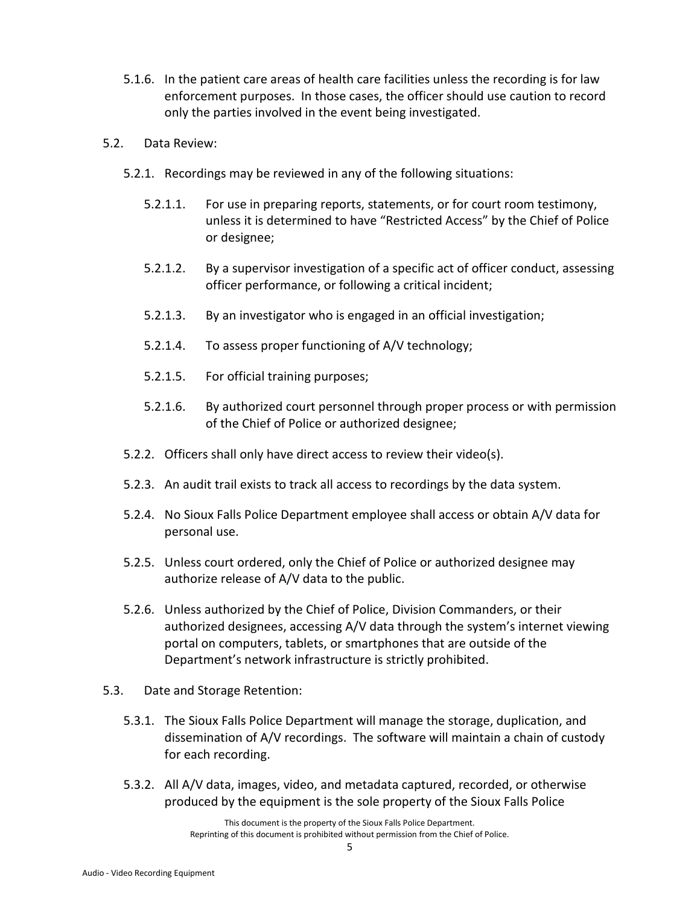5.1.6. In the patient care areas of health care facilities unless the recording is for law enforcement purposes. In those cases, the officer should use caution to record only the parties involved in the event being investigated.

5.2. Data Review:

5.2.1. Recordings may be reviewed in any of the following situations:

5.2.1.1. For use in preparing reports, statements, or for court room testimony, unless it is determined to have "Restricted Access" by the Chief of Police or designee;

5.2.1.2. By a supervisor investigation of a specific act of officer conduct, assessing officer performance, or following a critical incident;

5.2.1.3. By an investigator who is engaged in an official investigation;

5.2.1.4. To assess proper functioning of A/V technology;

5.2.1.5. For official training purposes;

5.2.1.6. By authorized court personnel through proper process or with permission of the Chief of Police or authorized designee;

5.2.2. Officers shall only have direct access to review their video(s).

5.2.3. An audit trail exists to track all access to recordings by the data system.

5.2.4. No Sioux Falls Police Department employee shall access or obtain A/V data for personal use.

5.2.5. Unless court ordered, only the Chief of Police or authorized designee may authorize release of A/V data to the public.

5.2.6. Unless authorized by the Chief of Police, Division Commanders, or their authorized designees, accessing A/V data through the system's internet viewing portal on computers, tablets, or smartphones that are outside of the Department's network infrastructure is strictly prohibited.

5.3. Date and Storage Retention:

5.3.1. The Sioux Falls Police Department will manage the storage, duplication, and dissemination of A/V recordings. The software will maintain a chain of custody for each recording.

5.3.2. All A/V data, images, video, and metadata captured, recorded, or otherwise produced by the equipment is the sole property of the Sioux Falls Police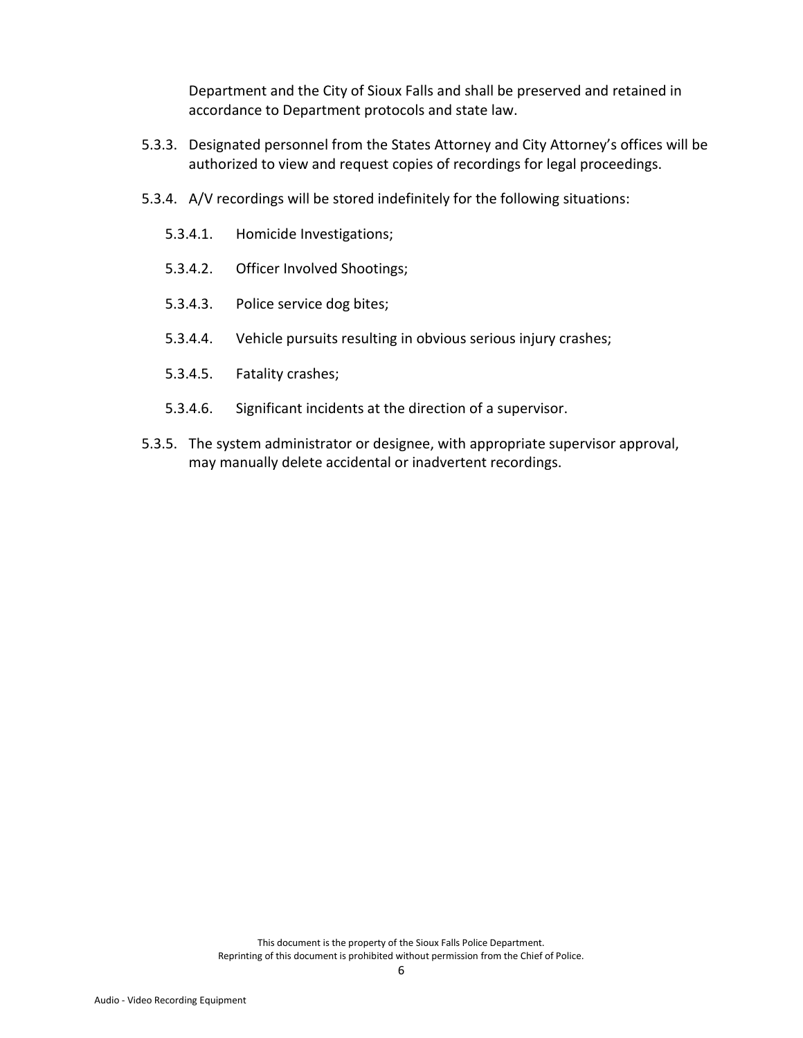Department and the City of Sioux Falls and shall be preserved and retained in accordance to Department protocols and state law.

5.3.3. Designated personnel from the States Attorney and City Attorney's offices will be authorized to view and request copies of recordings for legal proceedings.

5.3.4. A/V recordings will be stored indefinitely for the following situations:

5.3.4.1. Homicide Investigations;

5.3.4.2. Officer Involved Shootings;

5.3.4.3. Police service dog bites;

5.3.4.4. Vehicle pursuits resulting in obvious serious injury crashes;

5.3.4.5. Fatality crashes;

5.3.4.6. Significant incidents at the direction of a supervisor.

5.3.5. The system administrator or designee, with appropriate supervisor approval, may manually delete accidental or inadvertent recordings.